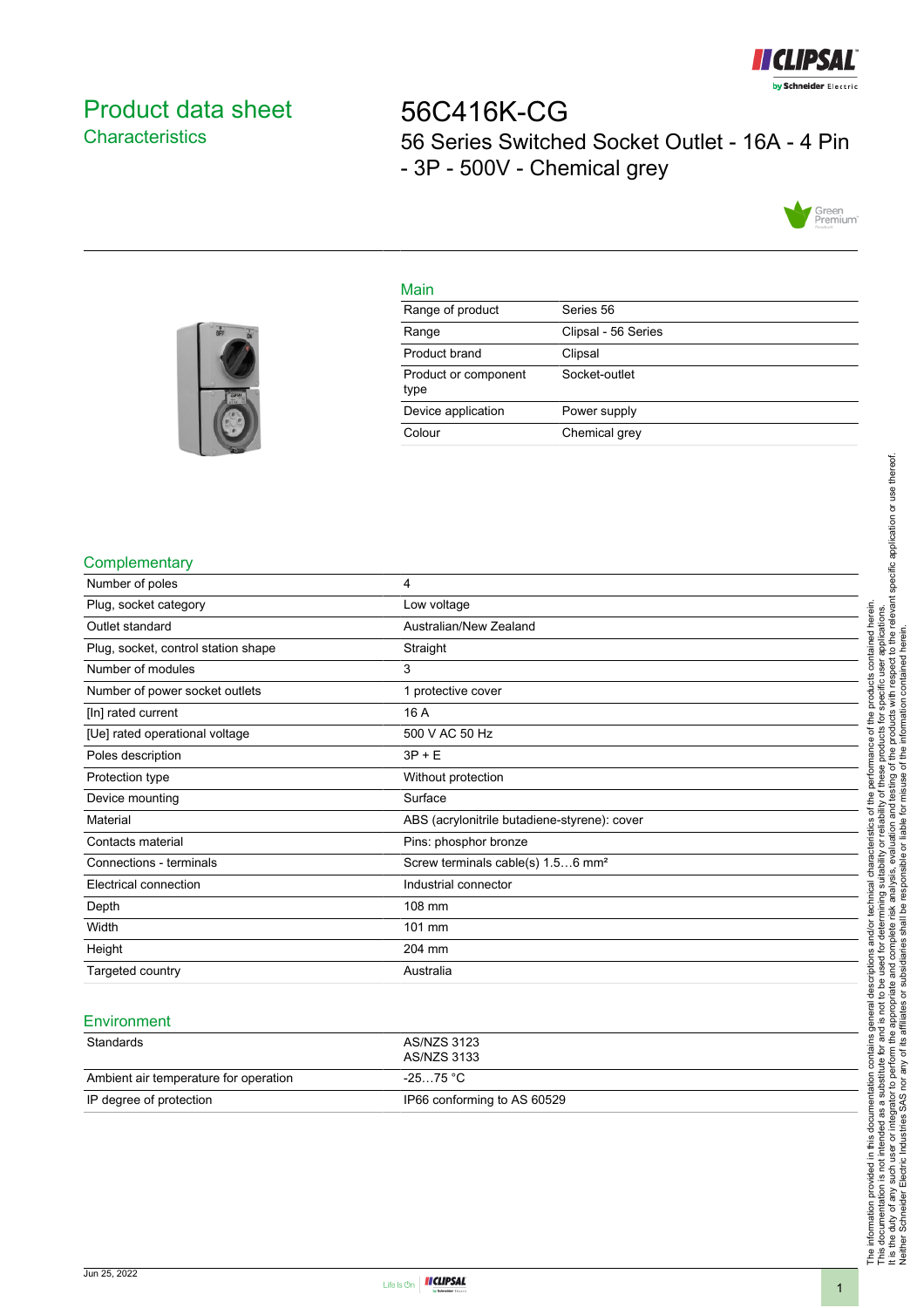# Product data sheet

## Characteristics

# 56C416K-CG

56 Series Switched Socket Outlet - 16A - 4 Pin - 3P - 500V - Chemical grey

## Main

| | |
|---|---|
| Range of product | Series 56 |
| Range | Clipsal - 56 Series |
| Product brand | Clipsal |
| Product or component type | Socket-outlet |
| Device application | Power supply |
| Colour | Chemical grey |

## Complementary

| | |
|---|---|
| Number of poles | 4 |
| Plug, socket category | Low voltage |
| Outlet standard | Australian/New Zealand |
| Plug, socket, control station shape | Straight |
| Number of modules | 3 |
| Number of power socket outlets | 1 protective cover |
| [In] rated current | 16 A |
| [Ue] rated operational voltage | 500 V AC 50 Hz |
| Poles description | 3P + E |
| Protection type | Without protection |
| Device mounting | Surface |
| Material | ABS (acrylonitrile butadiene-styrene): cover |
| Contacts material | Pins: phosphor bronze |
| Connections - terminals | Screw terminals cable(s) 1.5…6 mm² |
| Electrical connection | Industrial connector |
| Depth | 108 mm |
| Width | 101 mm |
| Height | 204 mm |
| Targeted country | Australia |

## Environment

| | |
|---|---|
| Standards | AS/NZS 3123<br>AS/NZS 3133 |
| Ambient air temperature for operation | -25…75 °C |
| IP degree of protection | IP66 conforming to AS 60529 |

The information provided in this documentation contains general descriptions and/or technical characteristics of the performance of the products contained herein. This documentation is not intended as a substitute for and is not to be used for determining suitability or reliability of these products for specific user applications. It is the duty of any such user or integrator to perform the appropriate and complete risk analysis, evaluation and testing of the products with respect to the relevant specific application or use thereof. Neither Schneider Electric Industries SAS nor any of its affiliates or subsidiaries shall be responsible or liable for misuse of the information contained herein.

Jun 25, 2022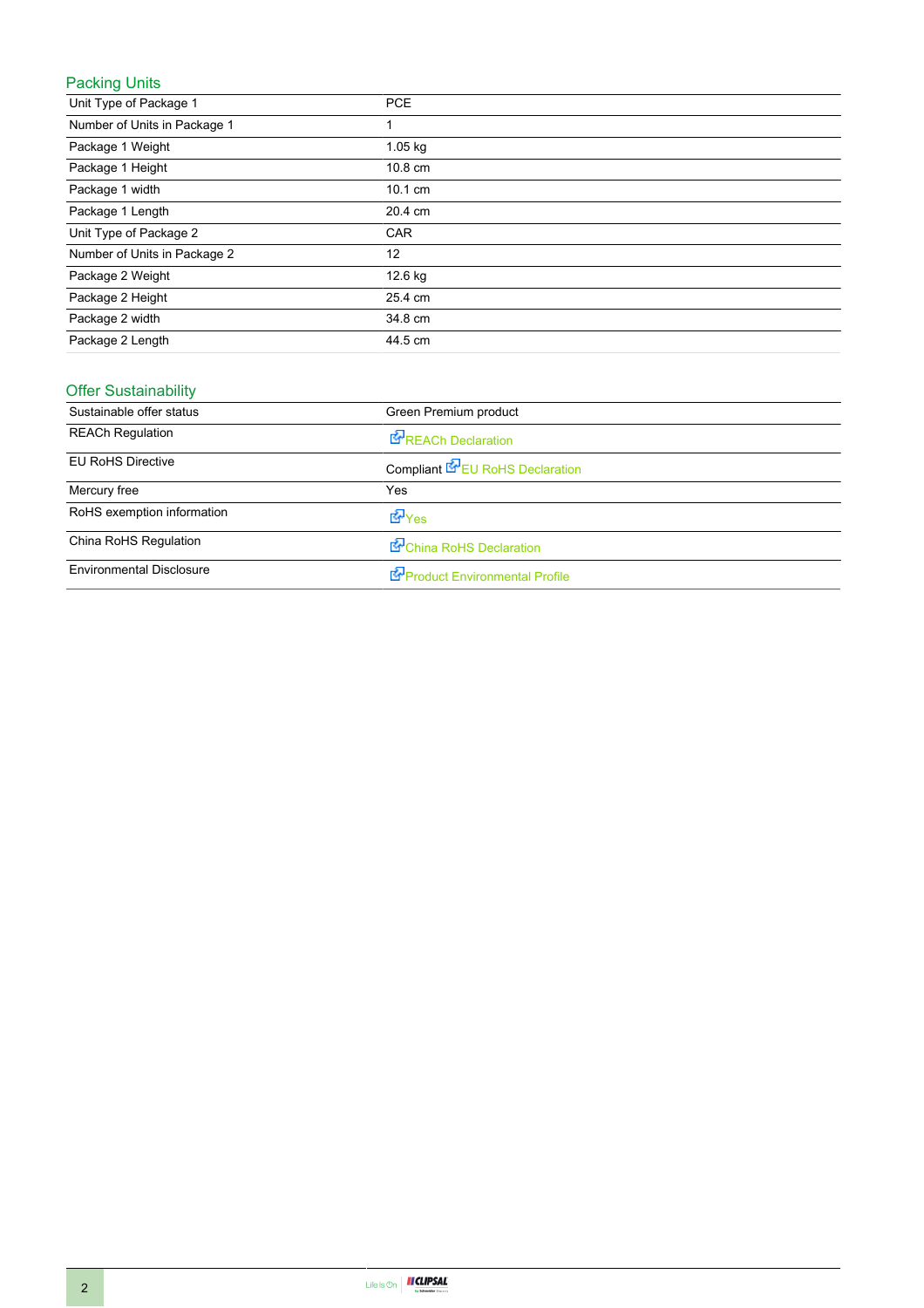## Packing Units

| | |
|---|---|
| Unit Type of Package 1 | PCE |
| Number of Units in Package 1 | 1 |
| Package 1 Weight | 1.05 kg |
| Package 1 Height | 10.8 cm |
| Package 1 width | 10.1 cm |
| Package 1 Length | 20.4 cm |
| Unit Type of Package 2 | CAR |
| Number of Units in Package 2 | 12 |
| Package 2 Weight | 12.6 kg |
| Package 2 Height | 25.4 cm |
| Package 2 width | 34.8 cm |
| Package 2 Length | 44.5 cm |

## Offer Sustainability

| | |
|---|---|
| Sustainable offer status | Green Premium product |
| REACh Regulation | REACh Declaration |
| EU RoHS Directive | Compliant EU RoHS Declaration |
| Mercury free | Yes |
| RoHS exemption information | Yes |
| China RoHS Regulation | China RoHS Declaration |
| Environmental Disclosure | Product Environmental Profile |